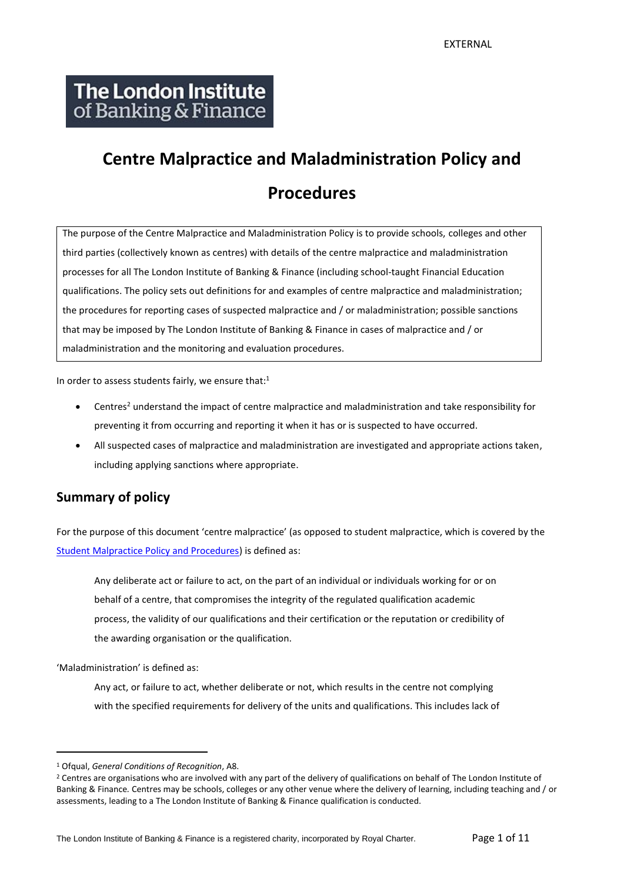EXTERNAL

The London Institute of Banking & Finance

# Centre Malpractice and Maladministration Policy and Procedures

The purpose of the Centre Malpractice and Maladministration Policy is to provide schools, colleges and other third parties (collectively known as centres) with details of the centre malpractice and maladministration processes for all The London Institute of Banking & Finance (including school-taught Financial Education qualifications. The policy sets out definitions for and examples of centre malpractice and maladministration; the procedures for reporting cases of suspected malpractice and / or maladministration; possible sanctions that may be imposed by The London Institute of Banking & Finance in cases of malpractice and / or maladministration and the monitoring and evaluation procedures.

In order to assess students fairly, we ensure that:[1]

- Centres[2] understand the impact of centre malpractice and maladministration and take responsibility for preventing it from occurring and reporting it when it has or is suspected to have occurred.
- All suspected cases of malpractice and maladministration are investigated and appropriate actions taken, including applying sanctions where appropriate.

## Summary of policy

For the purpose of this document 'centre malpractice' (as opposed to student malpractice, which is covered by the Student Malpractice Policy and Procedures) is defined as:

> Any deliberate act or failure to act, on the part of an individual or individuals working for or on behalf of a centre, that compromises the integrity of the regulated qualification academic process, the validity of our qualifications and their certification or the reputation or credibility of the awarding organisation or the qualification.

'Maladministration' is defined as:

> Any act, or failure to act, whether deliberate or not, which results in the centre not complying with the specified requirements for delivery of the units and qualifications. This includes lack of

---

[1] Ofqual, *General Conditions of Recognition*, A8.

[2] Centres are organisations who are involved with any part of the delivery of qualifications on behalf of The London Institute of Banking & Finance. Centres may be schools, colleges or any other venue where the delivery of learning, including teaching and / or assessments, leading to a The London Institute of Banking & Finance qualification is conducted.

The London Institute of Banking & Finance is a registered charity, incorporated by Royal Charter.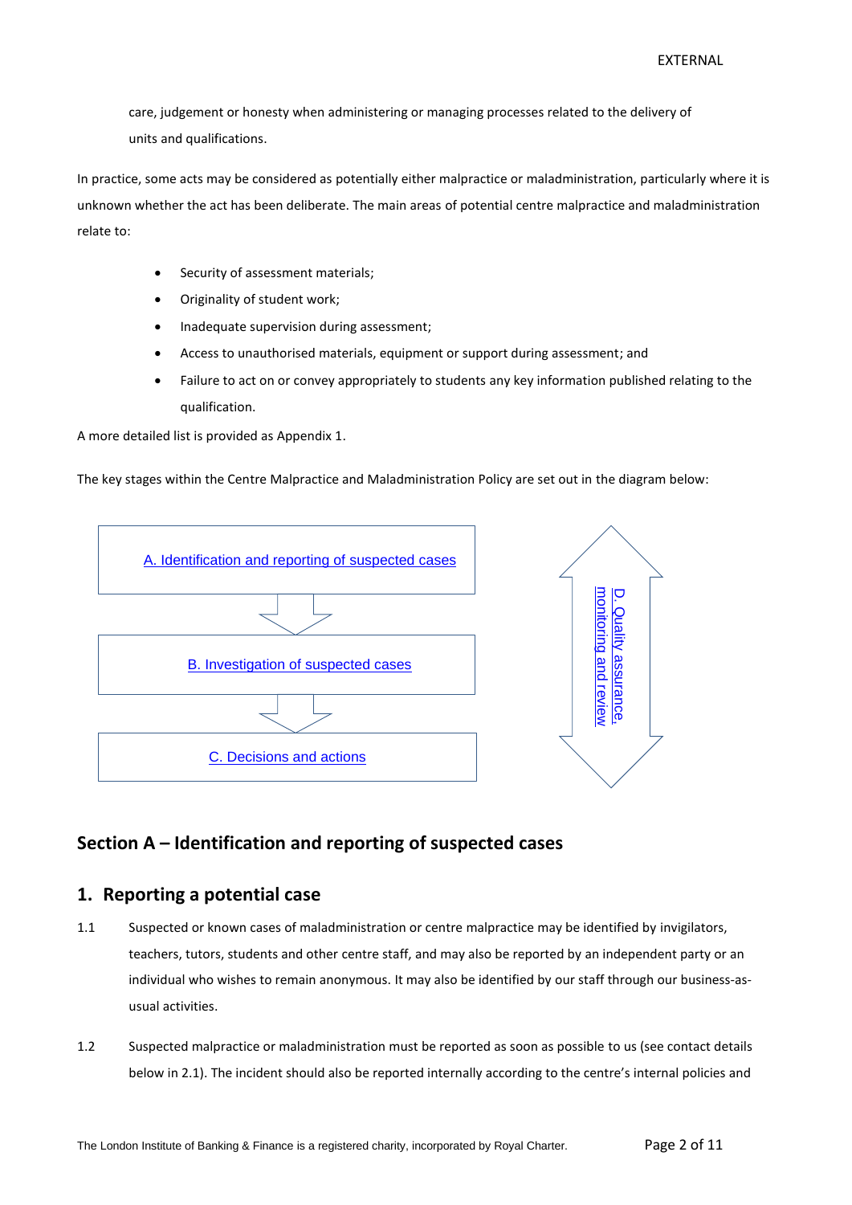care, judgement or honesty when administering or managing processes related to the delivery of units and qualifications.

In practice, some acts may be considered as potentially either malpractice or maladministration, particularly where it is unknown whether the act has been deliberate. The main areas of potential centre malpractice and maladministration relate to:

- Security of assessment materials;
- Originality of student work;
- Inadequate supervision during assessment;
- Access to unauthorised materials, equipment or support during assessment; and
- Failure to act on or convey appropriately to students any key information published relating to the qualification.

A more detailed list is provided as Appendix 1.

The key stages within the Centre Malpractice and Maladministration Policy are set out in the diagram below:

A. Identification and reporting of suspected cases

B. Investigation of suspected cases

C. Decisions and actions

D. Quality assurance, monitoring and review

## Section A – Identification and reporting of suspected cases

### 1. Reporting a potential case

1.1 Suspected or known cases of maladministration or centre malpractice may be identified by invigilators, teachers, tutors, students and other centre staff, and may also be reported by an independent party or an individual who wishes to remain anonymous. It may also be identified by our staff through our business-as-usual activities.

1.2 Suspected malpractice or maladministration must be reported as soon as possible to us (see contact details below in 2.1). The incident should also be reported internally according to the centre's internal policies and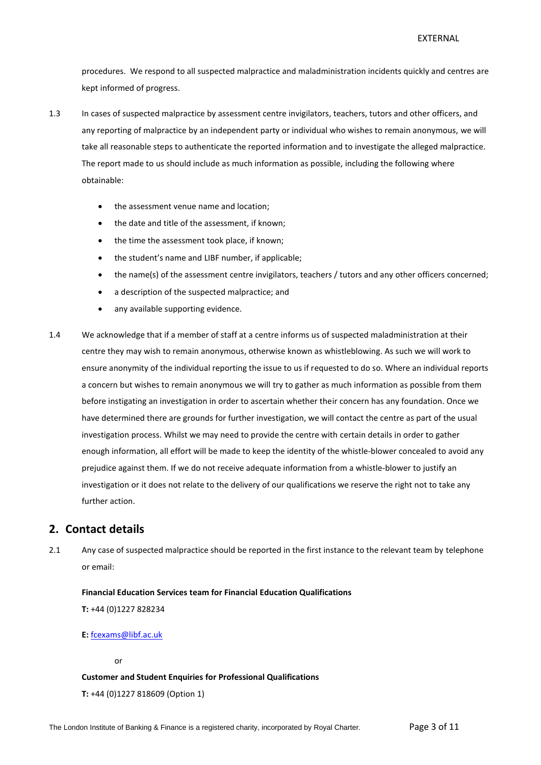procedures. We respond to all suspected malpractice and maladministration incidents quickly and centres are kept informed of progress.

1.3 In cases of suspected malpractice by assessment centre invigilators, teachers, tutors and other officers, and any reporting of malpractice by an independent party or individual who wishes to remain anonymous, we will take all reasonable steps to authenticate the reported information and to investigate the alleged malpractice. The report made to us should include as much information as possible, including the following where obtainable:

- the assessment venue name and location;
- the date and title of the assessment, if known;
- the time the assessment took place, if known;
- the student's name and LIBF number, if applicable;
- the name(s) of the assessment centre invigilators, teachers / tutors and any other officers concerned;
- a description of the suspected malpractice; and
- any available supporting evidence.

1.4 We acknowledge that if a member of staff at a centre informs us of suspected maladministration at their centre they may wish to remain anonymous, otherwise known as whistleblowing. As such we will work to ensure anonymity of the individual reporting the issue to us if requested to do so. Where an individual reports a concern but wishes to remain anonymous we will try to gather as much information as possible from them before instigating an investigation in order to ascertain whether their concern has any foundation. Once we have determined there are grounds for further investigation, we will contact the centre as part of the usual investigation process. Whilst we may need to provide the centre with certain details in order to gather enough information, all effort will be made to keep the identity of the whistle-blower concealed to avoid any prejudice against them. If we do not receive adequate information from a whistle-blower to justify an investigation or it does not relate to the delivery of our qualifications we reserve the right not to take any further action.

## 2. Contact details

2.1 Any case of suspected malpractice should be reported in the first instance to the relevant team by telephone or email:

**Financial Education Services team for Financial Education Qualifications**

**T:** +44 (0)1227 828234

**E:** fcexams@libf.ac.uk

or

**Customer and Student Enquiries for Professional Qualifications**

**T:** +44 (0)1227 818609 (Option 1)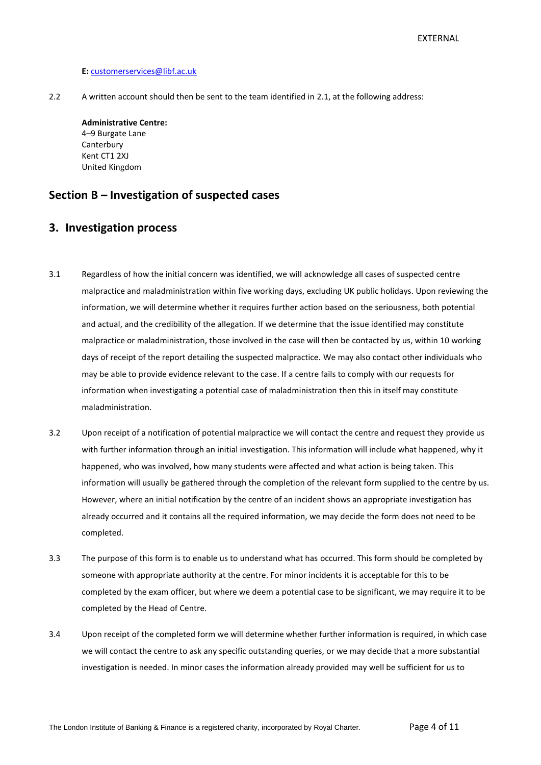**E:** customerservices@libf.ac.uk

2.2 A written account should then be sent to the team identified in 2.1, at the following address:

**Administrative Centre:**
4–9 Burgate Lane
Canterbury
Kent CT1 2XJ
United Kingdom

## Section B – Investigation of suspected cases

## 3. Investigation process

3.1 Regardless of how the initial concern was identified, we will acknowledge all cases of suspected centre malpractice and maladministration within five working days, excluding UK public holidays. Upon reviewing the information, we will determine whether it requires further action based on the seriousness, both potential and actual, and the credibility of the allegation. If we determine that the issue identified may constitute malpractice or maladministration, those involved in the case will then be contacted by us, within 10 working days of receipt of the report detailing the suspected malpractice. We may also contact other individuals who may be able to provide evidence relevant to the case. If a centre fails to comply with our requests for information when investigating a potential case of maladministration then this in itself may constitute maladministration.

3.2 Upon receipt of a notification of potential malpractice we will contact the centre and request they provide us with further information through an initial investigation. This information will include what happened, why it happened, who was involved, how many students were affected and what action is being taken. This information will usually be gathered through the completion of the relevant form supplied to the centre by us. However, where an initial notification by the centre of an incident shows an appropriate investigation has already occurred and it contains all the required information, we may decide the form does not need to be completed.

3.3 The purpose of this form is to enable us to understand what has occurred. This form should be completed by someone with appropriate authority at the centre. For minor incidents it is acceptable for this to be completed by the exam officer, but where we deem a potential case to be significant, we may require it to be completed by the Head of Centre.

3.4 Upon receipt of the completed form we will determine whether further information is required, in which case we will contact the centre to ask any specific outstanding queries, or we may decide that a more substantial investigation is needed. In minor cases the information already provided may well be sufficient for us to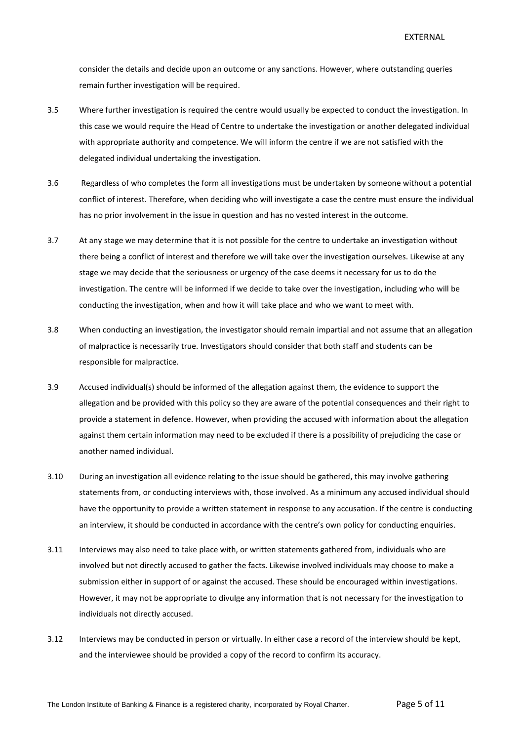consider the details and decide upon an outcome or any sanctions. However, where outstanding queries remain further investigation will be required.

3.5 Where further investigation is required the centre would usually be expected to conduct the investigation. In this case we would require the Head of Centre to undertake the investigation or another delegated individual with appropriate authority and competence. We will inform the centre if we are not satisfied with the delegated individual undertaking the investigation.

3.6 Regardless of who completes the form all investigations must be undertaken by someone without a potential conflict of interest. Therefore, when deciding who will investigate a case the centre must ensure the individual has no prior involvement in the issue in question and has no vested interest in the outcome.

3.7 At any stage we may determine that it is not possible for the centre to undertake an investigation without there being a conflict of interest and therefore we will take over the investigation ourselves. Likewise at any stage we may decide that the seriousness or urgency of the case deems it necessary for us to do the investigation. The centre will be informed if we decide to take over the investigation, including who will be conducting the investigation, when and how it will take place and who we want to meet with.

3.8 When conducting an investigation, the investigator should remain impartial and not assume that an allegation of malpractice is necessarily true. Investigators should consider that both staff and students can be responsible for malpractice.

3.9 Accused individual(s) should be informed of the allegation against them, the evidence to support the allegation and be provided with this policy so they are aware of the potential consequences and their right to provide a statement in defence. However, when providing the accused with information about the allegation against them certain information may need to be excluded if there is a possibility of prejudicing the case or another named individual.

3.10 During an investigation all evidence relating to the issue should be gathered, this may involve gathering statements from, or conducting interviews with, those involved. As a minimum any accused individual should have the opportunity to provide a written statement in response to any accusation. If the centre is conducting an interview, it should be conducted in accordance with the centre's own policy for conducting enquiries.

3.11 Interviews may also need to take place with, or written statements gathered from, individuals who are involved but not directly accused to gather the facts. Likewise involved individuals may choose to make a submission either in support of or against the accused. These should be encouraged within investigations. However, it may not be appropriate to divulge any information that is not necessary for the investigation to individuals not directly accused.

3.12 Interviews may be conducted in person or virtually. In either case a record of the interview should be kept, and the interviewee should be provided a copy of the record to confirm its accuracy.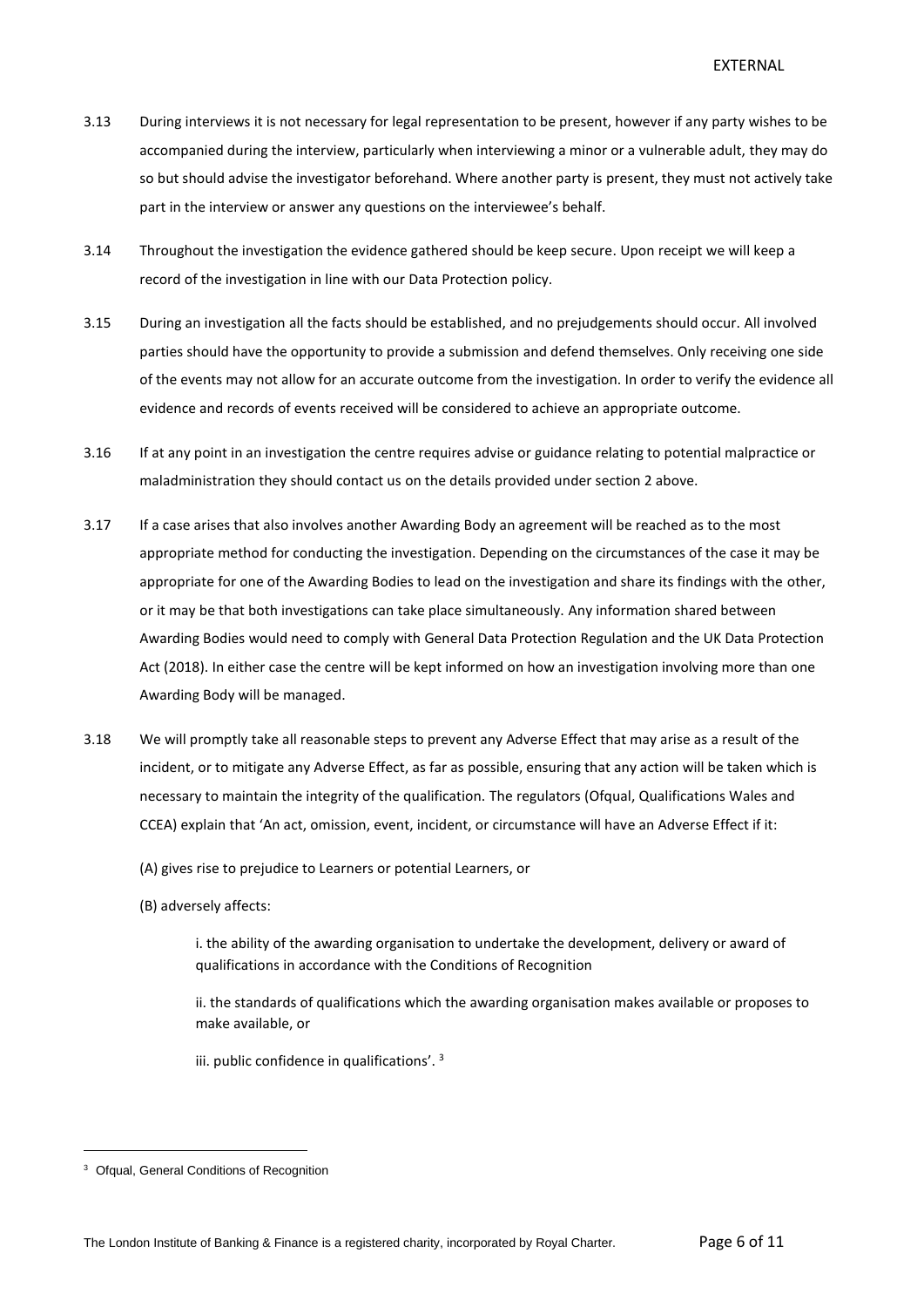3.13 During interviews it is not necessary for legal representation to be present, however if any party wishes to be accompanied during the interview, particularly when interviewing a minor or a vulnerable adult, they may do so but should advise the investigator beforehand. Where another party is present, they must not actively take part in the interview or answer any questions on the interviewee's behalf.

3.14 Throughout the investigation the evidence gathered should be keep secure. Upon receipt we will keep a record of the investigation in line with our Data Protection policy.

3.15 During an investigation all the facts should be established, and no prejudgements should occur. All involved parties should have the opportunity to provide a submission and defend themselves. Only receiving one side of the events may not allow for an accurate outcome from the investigation. In order to verify the evidence all evidence and records of events received will be considered to achieve an appropriate outcome.

3.16 If at any point in an investigation the centre requires advise or guidance relating to potential malpractice or maladministration they should contact us on the details provided under section 2 above.

3.17 If a case arises that also involves another Awarding Body an agreement will be reached as to the most appropriate method for conducting the investigation. Depending on the circumstances of the case it may be appropriate for one of the Awarding Bodies to lead on the investigation and share its findings with the other, or it may be that both investigations can take place simultaneously. Any information shared between Awarding Bodies would need to comply with General Data Protection Regulation and the UK Data Protection Act (2018). In either case the centre will be kept informed on how an investigation involving more than one Awarding Body will be managed.

3.18 We will promptly take all reasonable steps to prevent any Adverse Effect that may arise as a result of the incident, or to mitigate any Adverse Effect, as far as possible, ensuring that any action will be taken which is necessary to maintain the integrity of the qualification. The regulators (Ofqual, Qualifications Wales and CCEA) explain that 'An act, omission, event, incident, or circumstance will have an Adverse Effect if it:

(A) gives rise to prejudice to Learners or potential Learners, or

(B) adversely affects:

i. the ability of the awarding organisation to undertake the development, delivery or award of qualifications in accordance with the Conditions of Recognition

ii. the standards of qualifications which the awarding organisation makes available or proposes to make available, or

iii. public confidence in qualifications'. [3]

---

[3] Ofqual, General Conditions of Recognition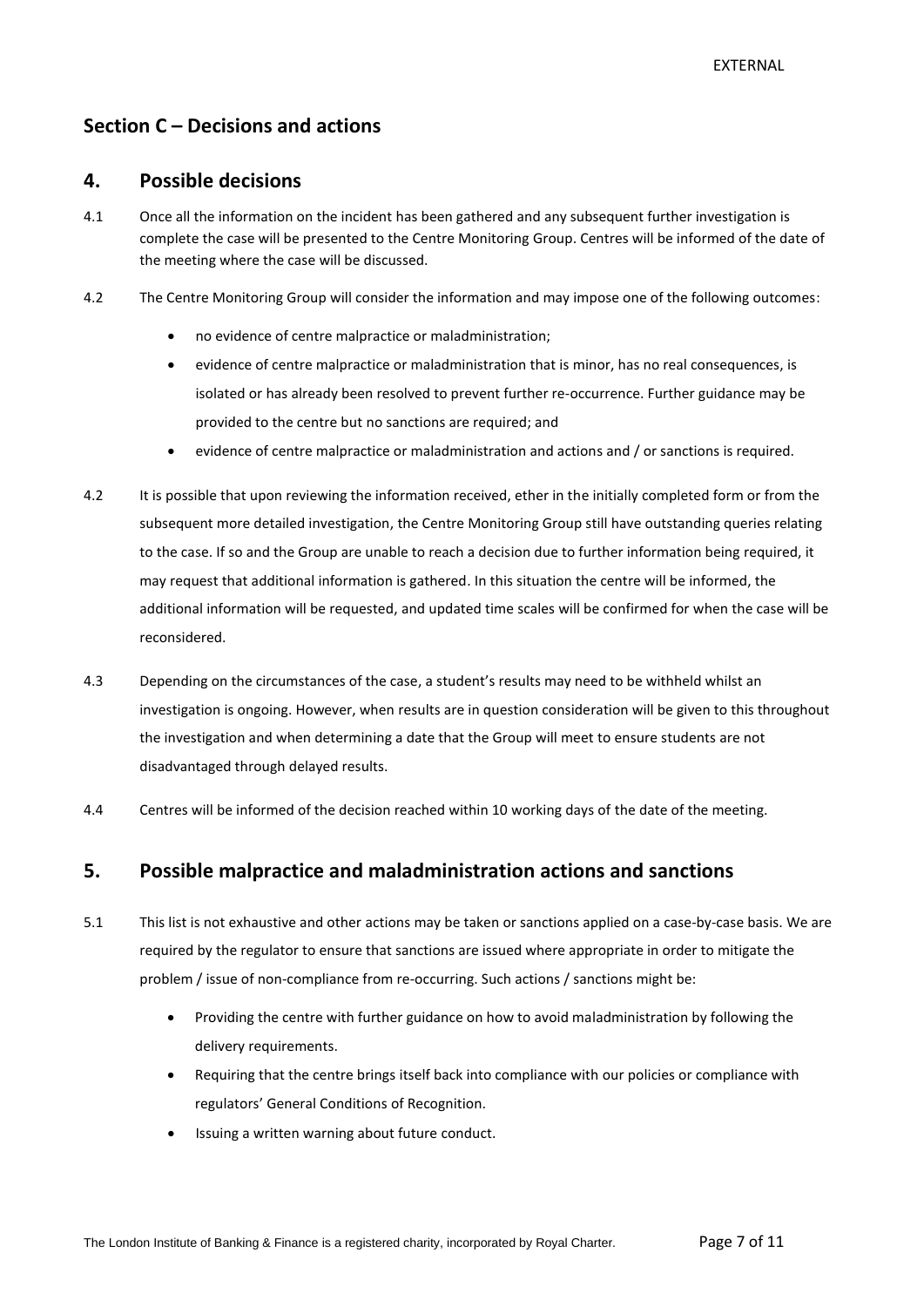## Section C – Decisions and actions

### 4. Possible decisions

4.1 Once all the information on the incident has been gathered and any subsequent further investigation is complete the case will be presented to the Centre Monitoring Group. Centres will be informed of the date of the meeting where the case will be discussed.

4.2 The Centre Monitoring Group will consider the information and may impose one of the following outcomes:

- no evidence of centre malpractice or maladministration;
- evidence of centre malpractice or maladministration that is minor, has no real consequences, is isolated or has already been resolved to prevent further re-occurrence. Further guidance may be provided to the centre but no sanctions are required; and
- evidence of centre malpractice or maladministration and actions and / or sanctions is required.

4.2 It is possible that upon reviewing the information received, ether in the initially completed form or from the subsequent more detailed investigation, the Centre Monitoring Group still have outstanding queries relating to the case. If so and the Group are unable to reach a decision due to further information being required, it may request that additional information is gathered. In this situation the centre will be informed, the additional information will be requested, and updated time scales will be confirmed for when the case will be reconsidered.

4.3 Depending on the circumstances of the case, a student's results may need to be withheld whilst an investigation is ongoing. However, when results are in question consideration will be given to this throughout the investigation and when determining a date that the Group will meet to ensure students are not disadvantaged through delayed results.

4.4 Centres will be informed of the decision reached within 10 working days of the date of the meeting.

### 5. Possible malpractice and maladministration actions and sanctions

5.1 This list is not exhaustive and other actions may be taken or sanctions applied on a case-by-case basis. We are required by the regulator to ensure that sanctions are issued where appropriate in order to mitigate the problem / issue of non-compliance from re-occurring. Such actions / sanctions might be:

- Providing the centre with further guidance on how to avoid maladministration by following the delivery requirements.
- Requiring that the centre brings itself back into compliance with our policies or compliance with regulators' General Conditions of Recognition.
- Issuing a written warning about future conduct.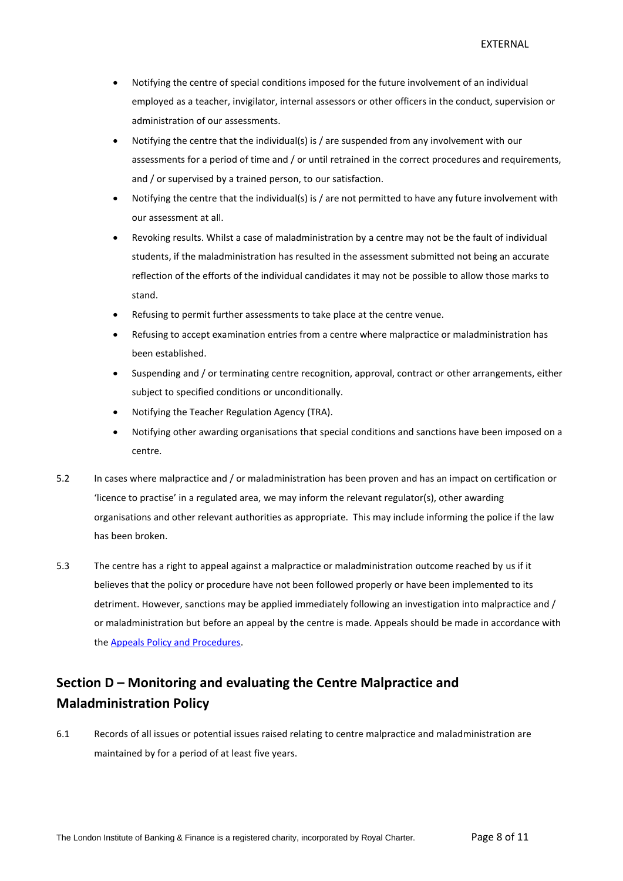- Notifying the centre of special conditions imposed for the future involvement of an individual employed as a teacher, invigilator, internal assessors or other officers in the conduct, supervision or administration of our assessments.
- Notifying the centre that the individual(s) is / are suspended from any involvement with our assessments for a period of time and / or until retrained in the correct procedures and requirements, and / or supervised by a trained person, to our satisfaction.
- Notifying the centre that the individual(s) is / are not permitted to have any future involvement with our assessment at all.
- Revoking results. Whilst a case of maladministration by a centre may not be the fault of individual students, if the maladministration has resulted in the assessment submitted not being an accurate reflection of the efforts of the individual candidates it may not be possible to allow those marks to stand.
- Refusing to permit further assessments to take place at the centre venue.
- Refusing to accept examination entries from a centre where malpractice or maladministration has been established.
- Suspending and / or terminating centre recognition, approval, contract or other arrangements, either subject to specified conditions or unconditionally.
- Notifying the Teacher Regulation Agency (TRA).
- Notifying other awarding organisations that special conditions and sanctions have been imposed on a centre.

5.2 In cases where malpractice and / or maladministration has been proven and has an impact on certification or 'licence to practise' in a regulated area, we may inform the relevant regulator(s), other awarding organisations and other relevant authorities as appropriate. This may include informing the police if the law has been broken.

5.3 The centre has a right to appeal against a malpractice or maladministration outcome reached by us if it believes that the policy or procedure have not been followed properly or have been implemented to its detriment. However, sanctions may be applied immediately following an investigation into malpractice and / or maladministration but before an appeal by the centre is made. Appeals should be made in accordance with the Appeals Policy and Procedures.

## Section D – Monitoring and evaluating the Centre Malpractice and Maladministration Policy

6.1 Records of all issues or potential issues raised relating to centre malpractice and maladministration are maintained by for a period of at least five years.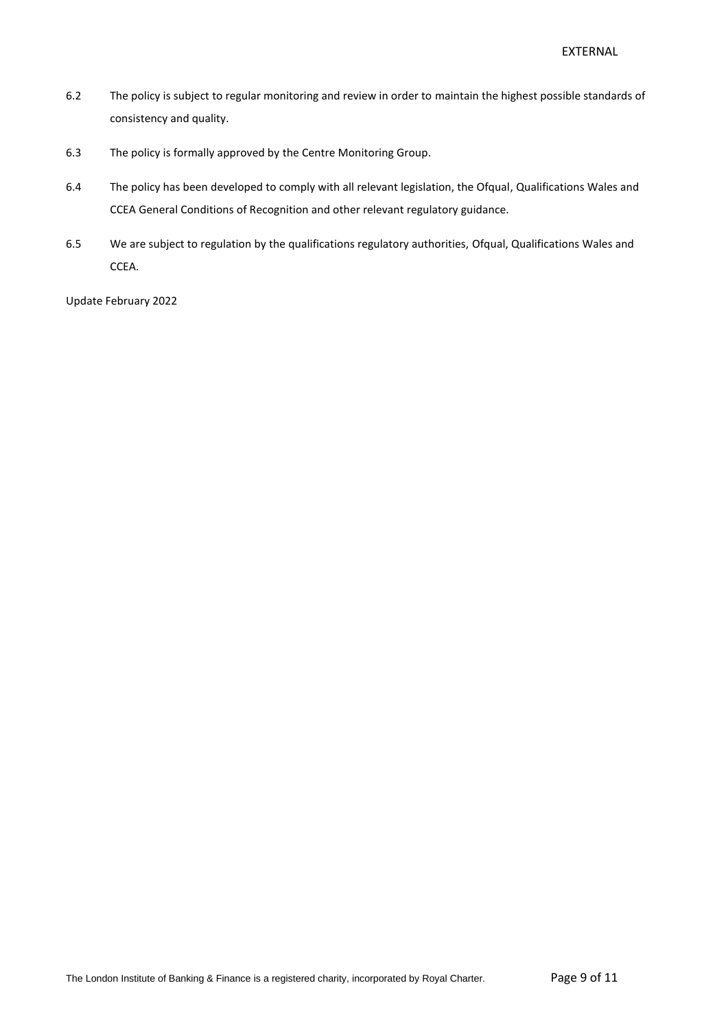6.2 The policy is subject to regular monitoring and review in order to maintain the highest possible standards of consistency and quality.

6.3 The policy is formally approved by the Centre Monitoring Group.

6.4 The policy has been developed to comply with all relevant legislation, the Ofqual, Qualifications Wales and CCEA General Conditions of Recognition and other relevant regulatory guidance.

6.5 We are subject to regulation by the qualifications regulatory authorities, Ofqual, Qualifications Wales and CCEA.

Update February 2022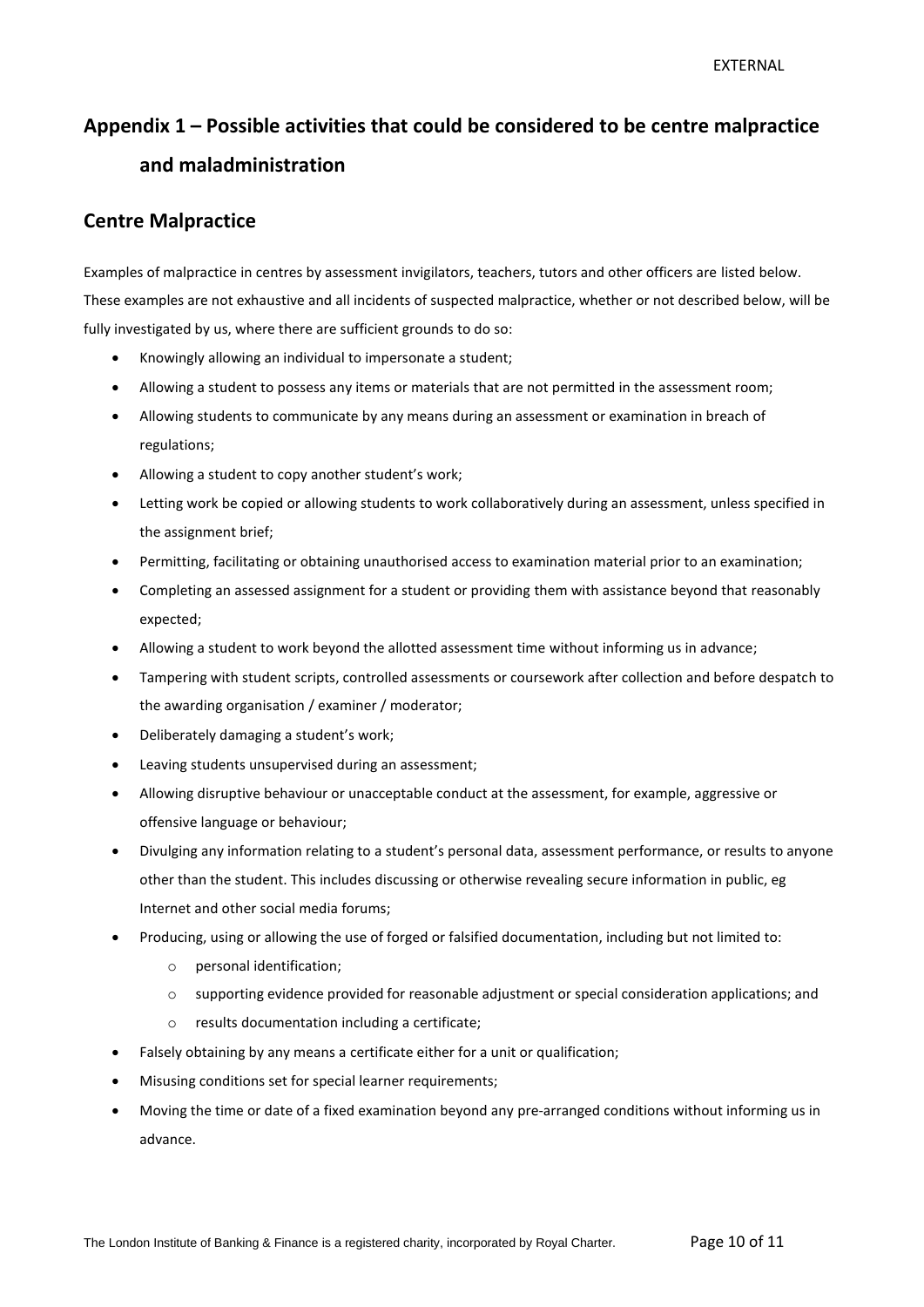# Appendix 1 – Possible activities that could be considered to be centre malpractice and maladministration

## Centre Malpractice

Examples of malpractice in centres by assessment invigilators, teachers, tutors and other officers are listed below. These examples are not exhaustive and all incidents of suspected malpractice, whether or not described below, will be fully investigated by us, where there are sufficient grounds to do so:

- Knowingly allowing an individual to impersonate a student;
- Allowing a student to possess any items or materials that are not permitted in the assessment room;
- Allowing students to communicate by any means during an assessment or examination in breach of regulations;
- Allowing a student to copy another student's work;
- Letting work be copied or allowing students to work collaboratively during an assessment, unless specified in the assignment brief;
- Permitting, facilitating or obtaining unauthorised access to examination material prior to an examination;
- Completing an assessed assignment for a student or providing them with assistance beyond that reasonably expected;
- Allowing a student to work beyond the allotted assessment time without informing us in advance;
- Tampering with student scripts, controlled assessments or coursework after collection and before despatch to the awarding organisation / examiner / moderator;
- Deliberately damaging a student's work;
- Leaving students unsupervised during an assessment;
- Allowing disruptive behaviour or unacceptable conduct at the assessment, for example, aggressive or offensive language or behaviour;
- Divulging any information relating to a student's personal data, assessment performance, or results to anyone other than the student. This includes discussing or otherwise revealing secure information in public, eg Internet and other social media forums;
- Producing, using or allowing the use of forged or falsified documentation, including but not limited to:
  - personal identification;
  - supporting evidence provided for reasonable adjustment or special consideration applications; and
  - results documentation including a certificate;
- Falsely obtaining by any means a certificate either for a unit or qualification;
- Misusing conditions set for special learner requirements;
- Moving the time or date of a fixed examination beyond any pre-arranged conditions without informing us in advance.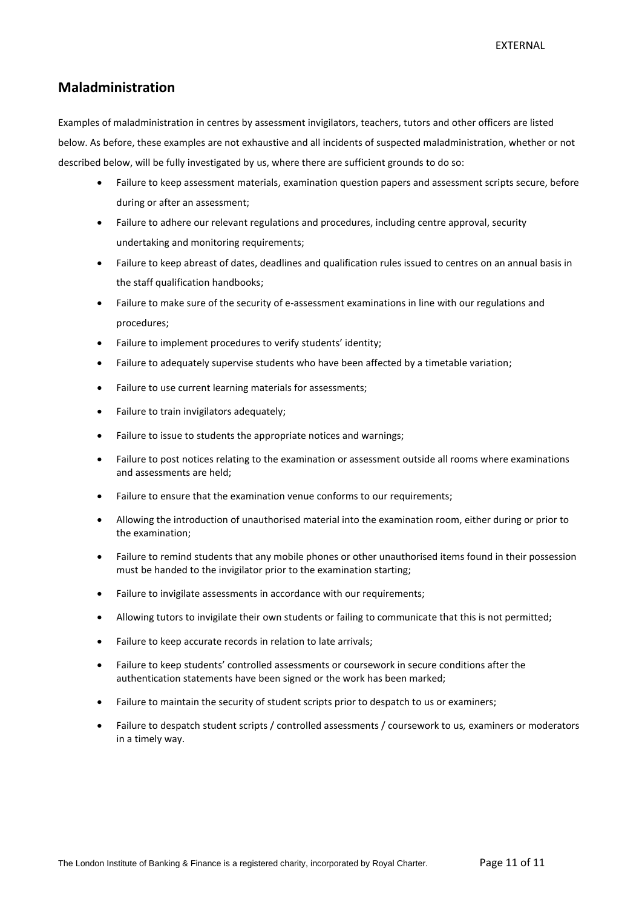## Maladministration

Examples of maladministration in centres by assessment invigilators, teachers, tutors and other officers are listed below. As before, these examples are not exhaustive and all incidents of suspected maladministration, whether or not described below, will be fully investigated by us, where there are sufficient grounds to do so:

- Failure to keep assessment materials, examination question papers and assessment scripts secure, before during or after an assessment;
- Failure to adhere our relevant regulations and procedures, including centre approval, security undertaking and monitoring requirements;
- Failure to keep abreast of dates, deadlines and qualification rules issued to centres on an annual basis in the staff qualification handbooks;
- Failure to make sure of the security of e-assessment examinations in line with our regulations and procedures;
- Failure to implement procedures to verify students' identity;
- Failure to adequately supervise students who have been affected by a timetable variation;
- Failure to use current learning materials for assessments;
- Failure to train invigilators adequately;
- Failure to issue to students the appropriate notices and warnings;
- Failure to post notices relating to the examination or assessment outside all rooms where examinations and assessments are held;
- Failure to ensure that the examination venue conforms to our requirements;
- Allowing the introduction of unauthorised material into the examination room, either during or prior to the examination;
- Failure to remind students that any mobile phones or other unauthorised items found in their possession must be handed to the invigilator prior to the examination starting;
- Failure to invigilate assessments in accordance with our requirements;
- Allowing tutors to invigilate their own students or failing to communicate that this is not permitted;
- Failure to keep accurate records in relation to late arrivals;
- Failure to keep students' controlled assessments or coursework in secure conditions after the authentication statements have been signed or the work has been marked;
- Failure to maintain the security of student scripts prior to despatch to us or examiners;
- Failure to despatch student scripts / controlled assessments / coursework to us, examiners or moderators in a timely way.